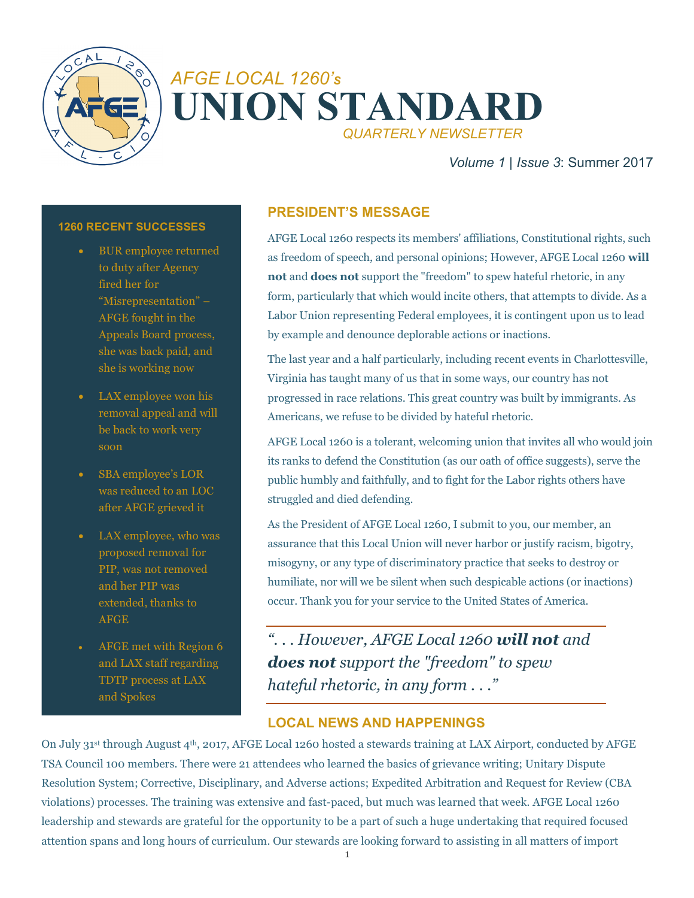# AFGE LOCAL 1260's UNION STANDARD

*QUARTERLY NEWSLETTER*

*Volume 1* | *Issue 3*: Summer 2017

## PRESIDENT'S MESSAGE

AFGE Local 1260 respects its members' affiliations, Constitutional rights, such as freedom of speech, and personal opinions; However, AFGE Local 1260 **will not** and **does not** support the "freedom" to spew hateful rhetoric, in any form, particularly that which would incite others, that attempts to divide. As a Labor Union representing Federal employees, it is contingent upon us to lead by example and denounce deplorable actions or inactions.

The last year and a half particularly, including recent events in Charlottesville, Virginia has taught many of us that in some ways, our country has not progressed in race relations. This great country was built by immigrants. As Americans, we refuse to be divided by hateful rhetoric.

AFGE Local 1260 is a tolerant, welcoming union that invites all who would join its ranks to defend the Constitution (as our oath of office suggests), serve the public humbly and faithfully, and to fight for the Labor rights others have struggled and died defending.

As the President of AFGE Local 1260, I submit to you, our member, an assurance that this Local Union will never harbor or justify racism, bigotry, misogyny, or any type of discriminatory practice that seeks to destroy or humiliate, nor will we be silent when such despicable actions (or inactions) occur. Thank you for your service to the United States of America.

> *". . . However, AFGE Local 1260 **will not** and **does not** support the "freedom" to spew hateful rhetoric, in any form . . ."*

### 1260 RECENT SUCCESSES

- BUR employee returned to duty after Agency fired her for "Misrepresentation" – AFGE fought in the Appeals Board process, she was back paid, and she is working now
- LAX employee won his removal appeal and will be back to work very soon
- SBA employee's LOR was reduced to an LOC after AFGE grieved it
- LAX employee, who was proposed removal for PIP, was not removed and her PIP was extended, thanks to AFGE
- AFGE met with Region 6 and LAX staff regarding TDTP process at LAX and Spokes

## LOCAL NEWS AND HAPPENINGS

On July 31st through August 4th, 2017, AFGE Local 1260 hosted a stewards training at LAX Airport, conducted by AFGE TSA Council 100 members. There were 21 attendees who learned the basics of grievance writing; Unitary Dispute Resolution System; Corrective, Disciplinary, and Adverse actions; Expedited Arbitration and Request for Review (CBA violations) processes. The training was extensive and fast-paced, but much was learned that week. AFGE Local 1260 leadership and stewards are grateful for the opportunity to be a part of such a huge undertaking that required focused attention spans and long hours of curriculum. Our stewards are looking forward to assisting in all matters of import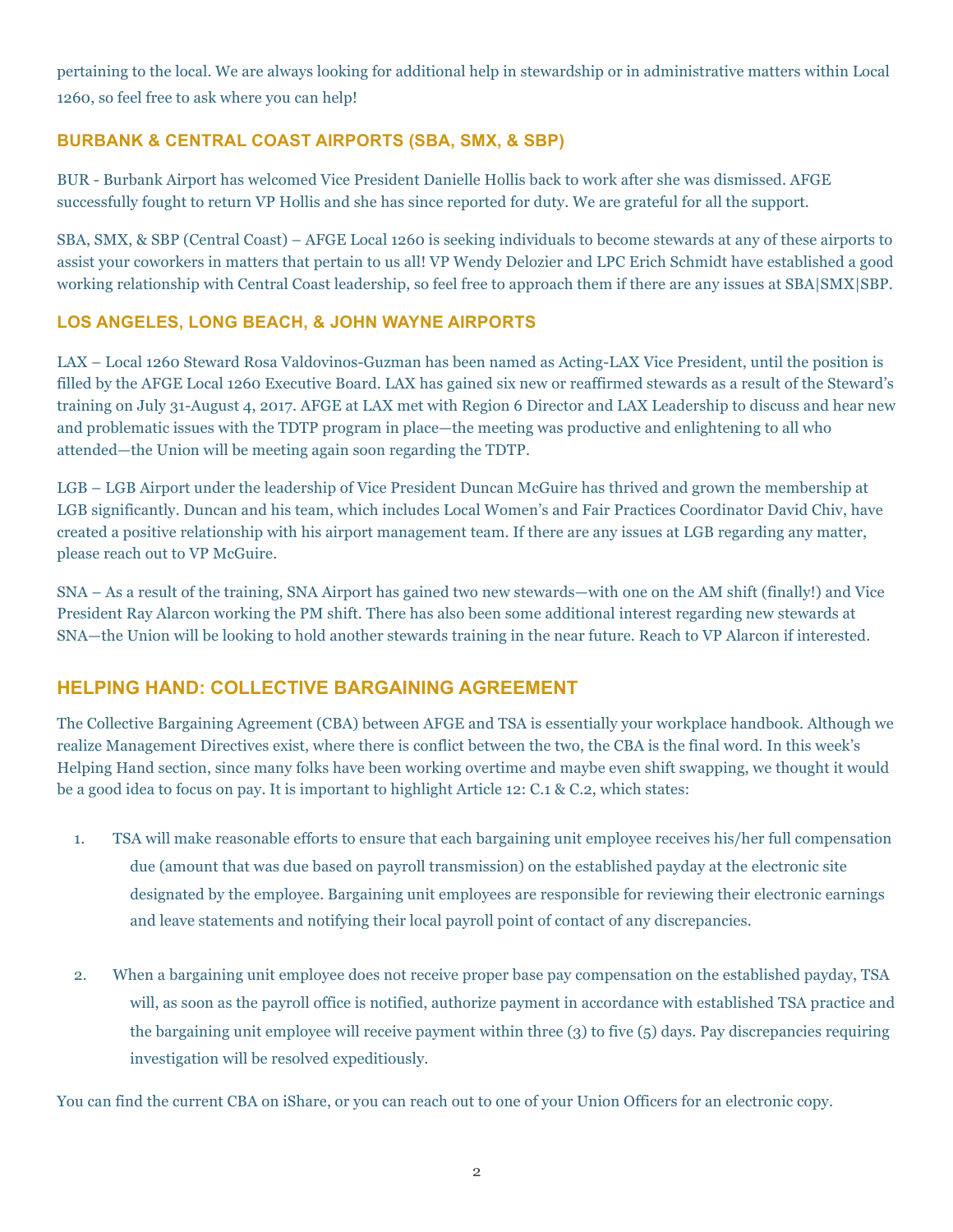pertaining to the local. We are always looking for additional help in stewardship or in administrative matters within Local 1260, so feel free to ask where you can help!

### BURBANK & CENTRAL COAST AIRPORTS (SBA, SMX, & SBP)

BUR - Burbank Airport has welcomed Vice President Danielle Hollis back to work after she was dismissed. AFGE successfully fought to return VP Hollis and she has since reported for duty. We are grateful for all the support.

SBA, SMX, & SBP (Central Coast) – AFGE Local 1260 is seeking individuals to become stewards at any of these airports to assist your coworkers in matters that pertain to us all! VP Wendy Delozier and LPC Erich Schmidt have established a good working relationship with Central Coast leadership, so feel free to approach them if there are any issues at SBA|SMX|SBP.

### LOS ANGELES, LONG BEACH, & JOHN WAYNE AIRPORTS

LAX – Local 1260 Steward Rosa Valdovinos-Guzman has been named as Acting-LAX Vice President, until the position is filled by the AFGE Local 1260 Executive Board. LAX has gained six new or reaffirmed stewards as a result of the Steward's training on July 31-August 4, 2017. AFGE at LAX met with Region 6 Director and LAX Leadership to discuss and hear new and problematic issues with the TDTP program in place—the meeting was productive and enlightening to all who attended—the Union will be meeting again soon regarding the TDTP.

LGB – LGB Airport under the leadership of Vice President Duncan McGuire has thrived and grown the membership at LGB significantly. Duncan and his team, which includes Local Women's and Fair Practices Coordinator David Chiv, have created a positive relationship with his airport management team. If there are any issues at LGB regarding any matter, please reach out to VP McGuire.

SNA – As a result of the training, SNA Airport has gained two new stewards—with one on the AM shift (finally!) and Vice President Ray Alarcon working the PM shift. There has also been some additional interest regarding new stewards at SNA—the Union will be looking to hold another stewards training in the near future. Reach to VP Alarcon if interested.

## HELPING HAND: COLLECTIVE BARGAINING AGREEMENT

The Collective Bargaining Agreement (CBA) between AFGE and TSA is essentially your workplace handbook. Although we realize Management Directives exist, where there is conflict between the two, the CBA is the final word. In this week's Helping Hand section, since many folks have been working overtime and maybe even shift swapping, we thought it would be a good idea to focus on pay. It is important to highlight Article 12: C.1 & C.2, which states:

1. TSA will make reasonable efforts to ensure that each bargaining unit employee receives his/her full compensation due (amount that was due based on payroll transmission) on the established payday at the electronic site designated by the employee. Bargaining unit employees are responsible for reviewing their electronic earnings and leave statements and notifying their local payroll point of contact of any discrepancies.

2. When a bargaining unit employee does not receive proper base pay compensation on the established payday, TSA will, as soon as the payroll office is notified, authorize payment in accordance with established TSA practice and the bargaining unit employee will receive payment within three (3) to five (5) days. Pay discrepancies requiring investigation will be resolved expeditiously.

You can find the current CBA on iShare, or you can reach out to one of your Union Officers for an electronic copy.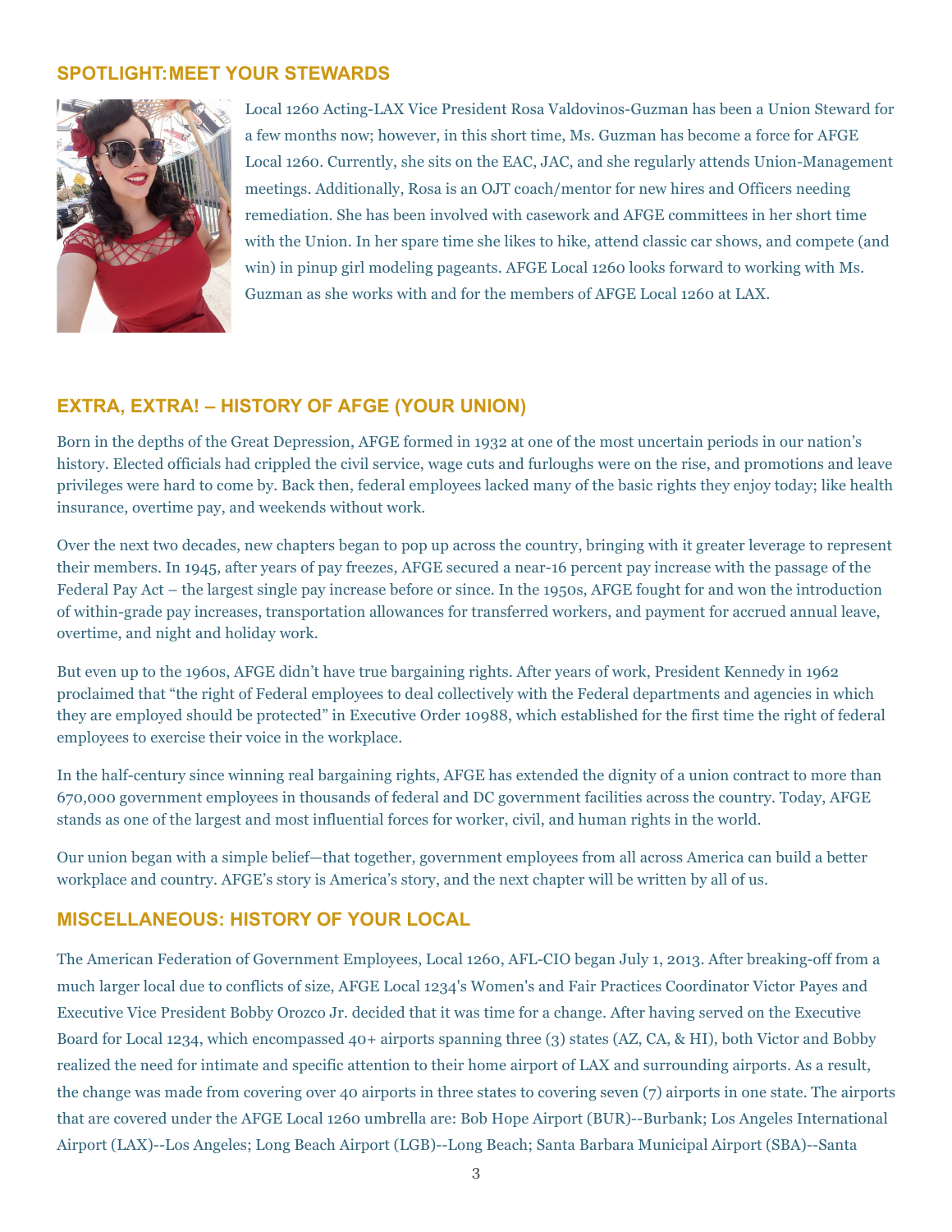## SPOTLIGHT: MEET YOUR STEWARDS

Local 1260 Acting-LAX Vice President Rosa Valdovinos-Guzman has been a Union Steward for a few months now; however, in this short time, Ms. Guzman has become a force for AFGE Local 1260. Currently, she sits on the EAC, JAC, and she regularly attends Union-Management meetings. Additionally, Rosa is an OJT coach/mentor for new hires and Officers needing remediation. She has been involved with casework and AFGE committees in her short time with the Union. In her spare time she likes to hike, attend classic car shows, and compete (and win) in pinup girl modeling pageants. AFGE Local 1260 looks forward to working with Ms. Guzman as she works with and for the members of AFGE Local 1260 at LAX.

## EXTRA, EXTRA! – HISTORY OF AFGE (YOUR UNION)

Born in the depths of the Great Depression, AFGE formed in 1932 at one of the most uncertain periods in our nation's history. Elected officials had crippled the civil service, wage cuts and furloughs were on the rise, and promotions and leave privileges were hard to come by. Back then, federal employees lacked many of the basic rights they enjoy today; like health insurance, overtime pay, and weekends without work.

Over the next two decades, new chapters began to pop up across the country, bringing with it greater leverage to represent their members. In 1945, after years of pay freezes, AFGE secured a near-16 percent pay increase with the passage of the Federal Pay Act – the largest single pay increase before or since. In the 1950s, AFGE fought for and won the introduction of within-grade pay increases, transportation allowances for transferred workers, and payment for accrued annual leave, overtime, and night and holiday work.

But even up to the 1960s, AFGE didn't have true bargaining rights. After years of work, President Kennedy in 1962 proclaimed that "the right of Federal employees to deal collectively with the Federal departments and agencies in which they are employed should be protected" in Executive Order 10988, which established for the first time the right of federal employees to exercise their voice in the workplace.

In the half-century since winning real bargaining rights, AFGE has extended the dignity of a union contract to more than 670,000 government employees in thousands of federal and DC government facilities across the country. Today, AFGE stands as one of the largest and most influential forces for worker, civil, and human rights in the world.

Our union began with a simple belief—that together, government employees from all across America can build a better workplace and country. AFGE's story is America's story, and the next chapter will be written by all of us.

## MISCELLANEOUS: HISTORY OF YOUR LOCAL

The American Federation of Government Employees, Local 1260, AFL-CIO began July 1, 2013. After breaking-off from a much larger local due to conflicts of size, AFGE Local 1234's Women's and Fair Practices Coordinator Victor Payes and Executive Vice President Bobby Orozco Jr. decided that it was time for a change. After having served on the Executive Board for Local 1234, which encompassed 40+ airports spanning three (3) states (AZ, CA, & HI), both Victor and Bobby realized the need for intimate and specific attention to their home airport of LAX and surrounding airports. As a result, the change was made from covering over 40 airports in three states to covering seven (7) airports in one state. The airports that are covered under the AFGE Local 1260 umbrella are: Bob Hope Airport (BUR)--Burbank; Los Angeles International Airport (LAX)--Los Angeles; Long Beach Airport (LGB)--Long Beach; Santa Barbara Municipal Airport (SBA)--Santa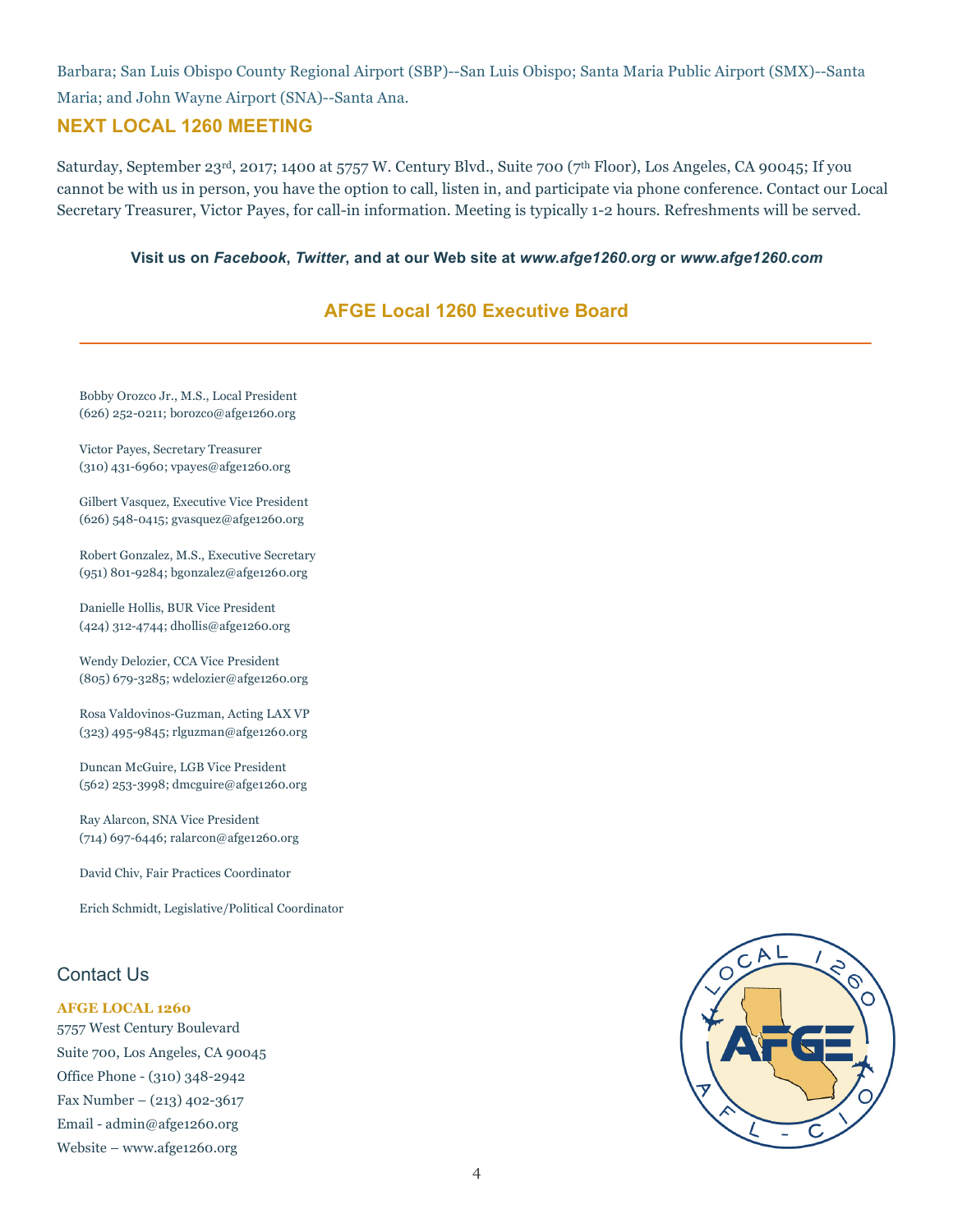Barbara; San Luis Obispo County Regional Airport (SBP)--San Luis Obispo; Santa Maria Public Airport (SMX)--Santa Maria; and John Wayne Airport (SNA)--Santa Ana.

## NEXT LOCAL 1260 MEETING

Saturday, September 23rd, 2017; 1400 at 5757 W. Century Blvd., Suite 700 (7th Floor), Los Angeles, CA 90045; If you cannot be with us in person, you have the option to call, listen in, and participate via phone conference. Contact our Local Secretary Treasurer, Victor Payes, for call-in information. Meeting is typically 1-2 hours. Refreshments will be served.

**Visit us on *Facebook*, *Twitter*, and at our Web site at *www.afge1260.org* or *www.afge1260.com***

## AFGE Local 1260 Executive Board

Bobby Orozco Jr., M.S., Local President
(626) 252-0211; borozco@afge1260.org

Victor Payes, Secretary Treasurer
(310) 431-6960; vpayes@afge1260.org

Gilbert Vasquez, Executive Vice President
(626) 548-0415; gvasquez@afge1260.org

Robert Gonzalez, M.S., Executive Secretary
(951) 801-9284; bgonzalez@afge1260.org

Danielle Hollis, BUR Vice President
(424) 312-4744; dhollis@afge1260.org

Wendy Delozier, CCA Vice President
(805) 679-3285; wdelozier@afge1260.org

Rosa Valdovinos-Guzman, Acting LAX VP
(323) 495-9845; rlguzman@afge1260.org

Duncan McGuire, LGB Vice President
(562) 253-3998; dmcguire@afge1260.org

Ray Alarcon, SNA Vice President
(714) 697-6446; ralarcon@afge1260.org

David Chiv, Fair Practices Coordinator

Erich Schmidt, Legislative/Political Coordinator

## Contact Us

**AFGE LOCAL 1260**
5757 West Century Boulevard
Suite 700, Los Angeles, CA 90045
Office Phone - (310) 348-2942
Fax Number – (213) 402-3617
Email - admin@afge1260.org
Website – www.afge1260.org